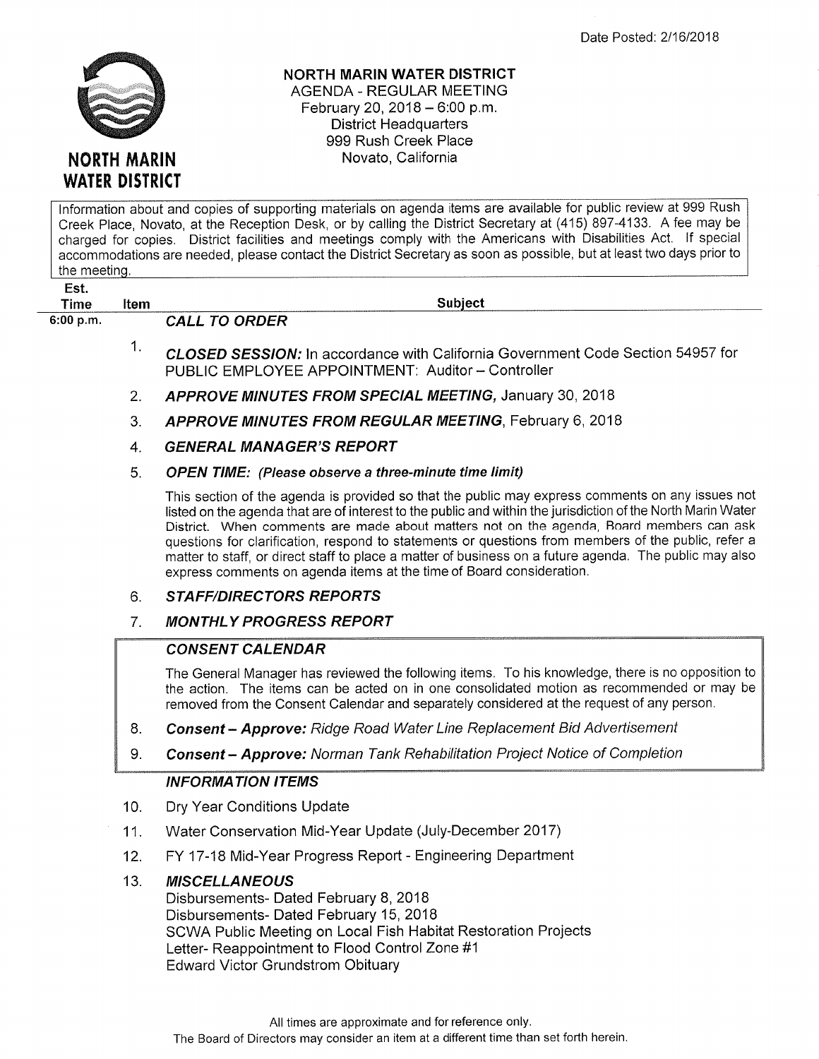Date Posted: 2/16/2018

# NORTH MARIN WATER DISTRICT

**NORTH MARIN WATER DISTRICT**
AGENDA - REGULAR MEETING
February 20, 2018 – 6:00 p.m.
District Headquarters
999 Rush Creek Place
Novato, California

Information about and copies of supporting materials on agenda items are available for public review at 999 Rush Creek Place, Novato, at the Reception Desk, or by calling the District Secretary at (415) 897-4133. A fee may be charged for copies. District facilities and meetings comply with the Americans with Disabilities Act. If special accommodations are needed, please contact the District Secretary as soon as possible, but at least two days prior to the meeting.

| Est. Time | Item | Subject |
|---|---|---|
| 6:00 p.m. | | ***CALL TO ORDER*** |
| | 1. | ***CLOSED SESSION:*** In accordance with California Government Code Section 54957 for PUBLIC EMPLOYEE APPOINTMENT: Auditor – Controller |
| | 2. | ***APPROVE MINUTES FROM SPECIAL MEETING,*** January 30, 2018 |
| | 3. | ***APPROVE MINUTES FROM REGULAR MEETING***, February 6, 2018 |
| | 4. | ***GENERAL MANAGER'S REPORT*** |
| | 5. | ***OPEN TIME:*** ***(Please observe a three-minute time limit)*** This section of the agenda is provided so that the public may express comments on any issues not listed on the agenda that are of interest to the public and within the jurisdiction of the North Marin Water District. When comments are made about matters not on the agenda, Board members can ask questions for clarification, respond to statements or questions from members of the public, refer a matter to staff, or direct staff to place a matter of business on a future agenda. The public may also express comments on agenda items at the time of Board consideration. |
| | 6. | ***STAFF/DIRECTORS REPORTS*** |
| | 7. | ***MONTHLY PROGRESS REPORT*** |
| | | ***CONSENT CALENDAR*** The General Manager has reviewed the following items. To his knowledge, there is no opposition to the action. The items can be acted on in one consolidated motion as recommended or may be removed from the Consent Calendar and separately considered at the request of any person. |
| | 8. | ***Consent – Approve:*** *Ridge Road Water Line Replacement Bid Advertisement* |
| | 9. | ***Consent – Approve:*** *Norman Tank Rehabilitation Project Notice of Completion* |
| | | ***INFORMATION ITEMS*** |
| | 10. | Dry Year Conditions Update |
| | 11. | Water Conservation Mid-Year Update (July-December 2017) |
| | 12. | FY 17-18 Mid-Year Progress Report - Engineering Department |
| | 13. | ***MISCELLANEOUS*** Disbursements- Dated February 8, 2018; Disbursements- Dated February 15, 2018; SCWA Public Meeting on Local Fish Habitat Restoration Projects; Letter- Reappointment to Flood Control Zone #1; Edward Victor Grundstrom Obituary |

All times are approximate and for reference only.
The Board of Directors may consider an item at a different time than set forth herein.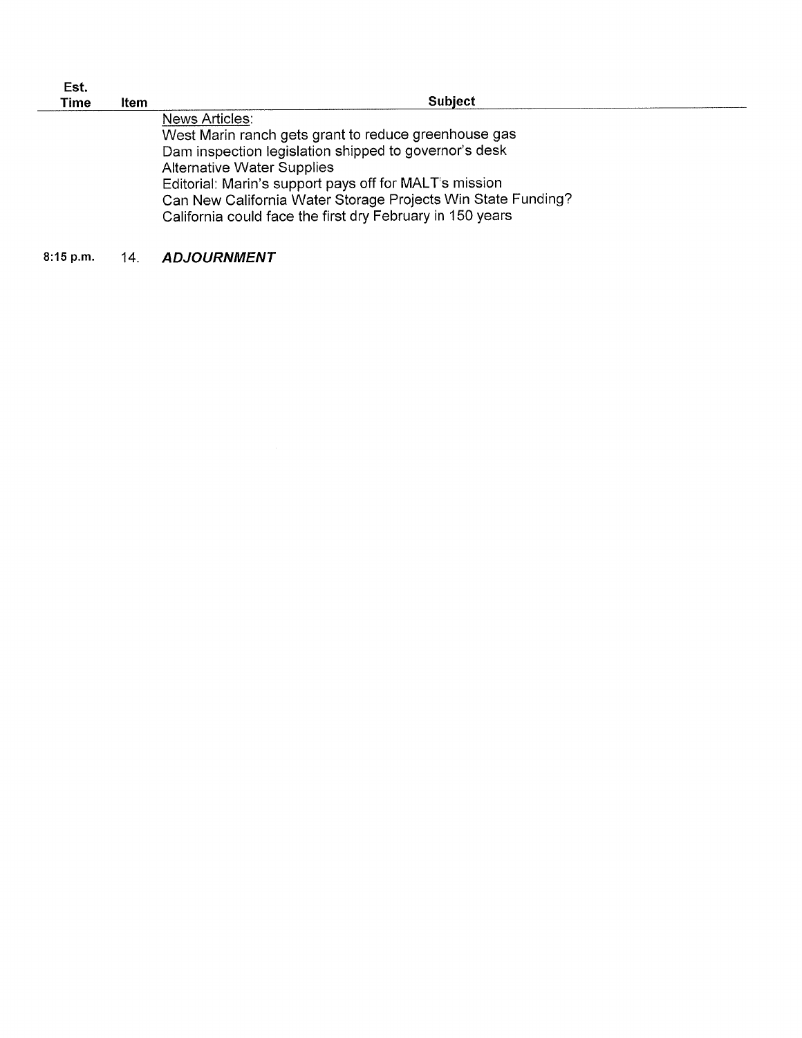| Est. Time | Item | Subject |
|---|---|---|
| | | News Articles:<br>West Marin ranch gets grant to reduce greenhouse gas<br>Dam inspection legislation shipped to governor's desk<br>Alternative Water Supplies<br>Editorial: Marin's support pays off for MALT's mission<br>Can New California Water Storage Projects Win State Funding?<br>California could face the first dry February in 150 years |
| 8:15 p.m. | 14. | ***ADJOURNMENT*** |